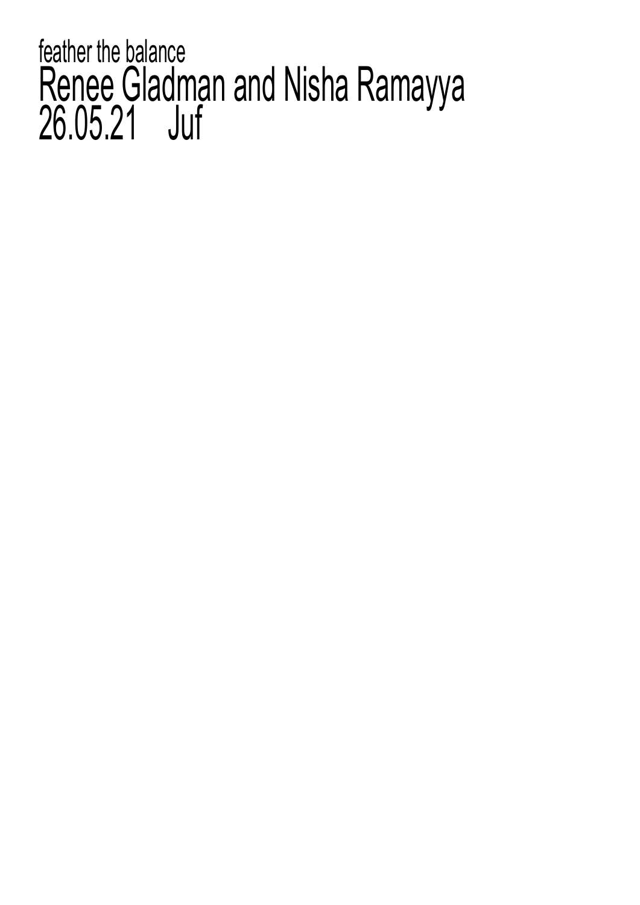feather the balance

# Renee Gladman and Nisha Ramayya

# 26.05.21 Juf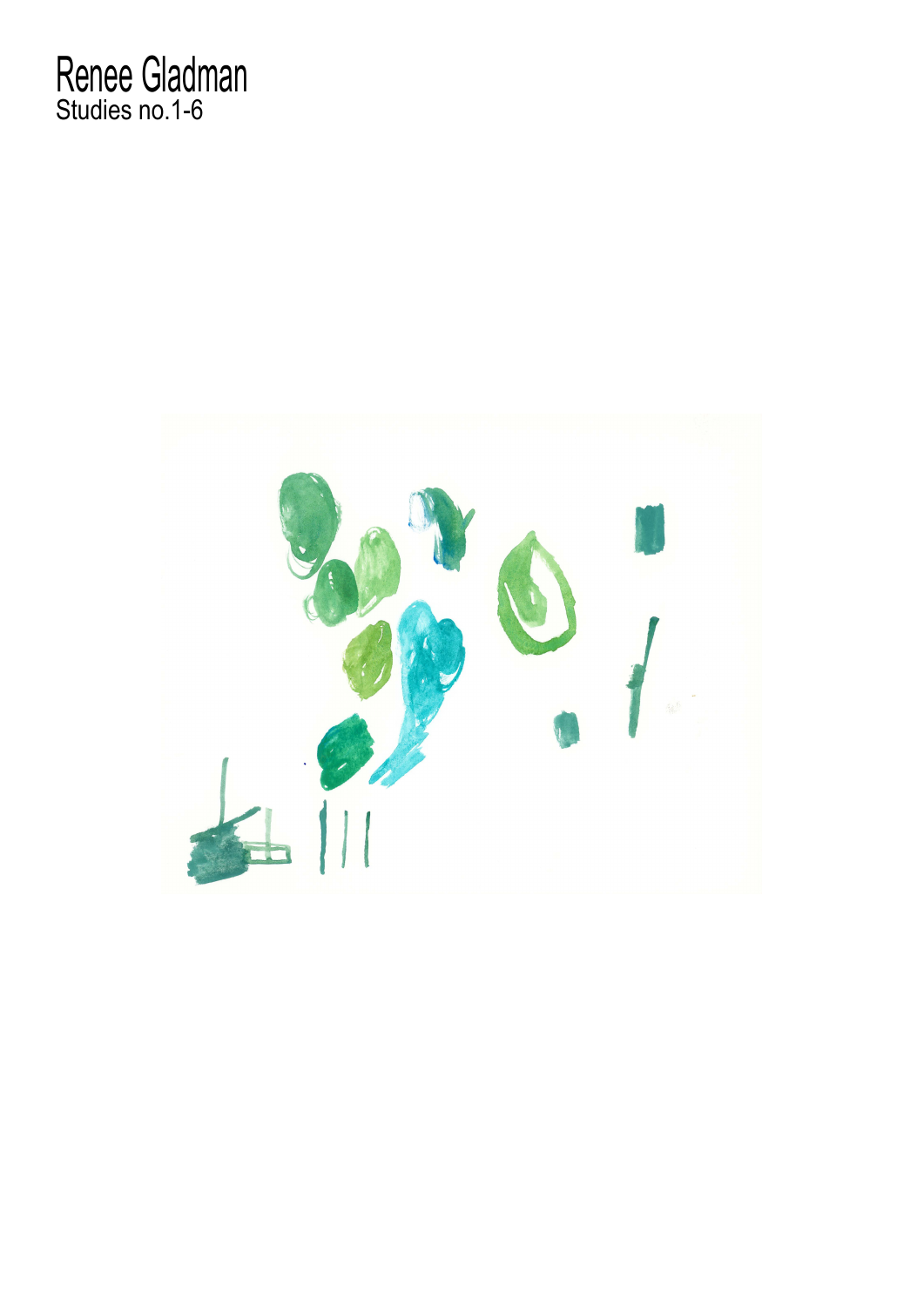# Renee Gladman

Studies no.1-6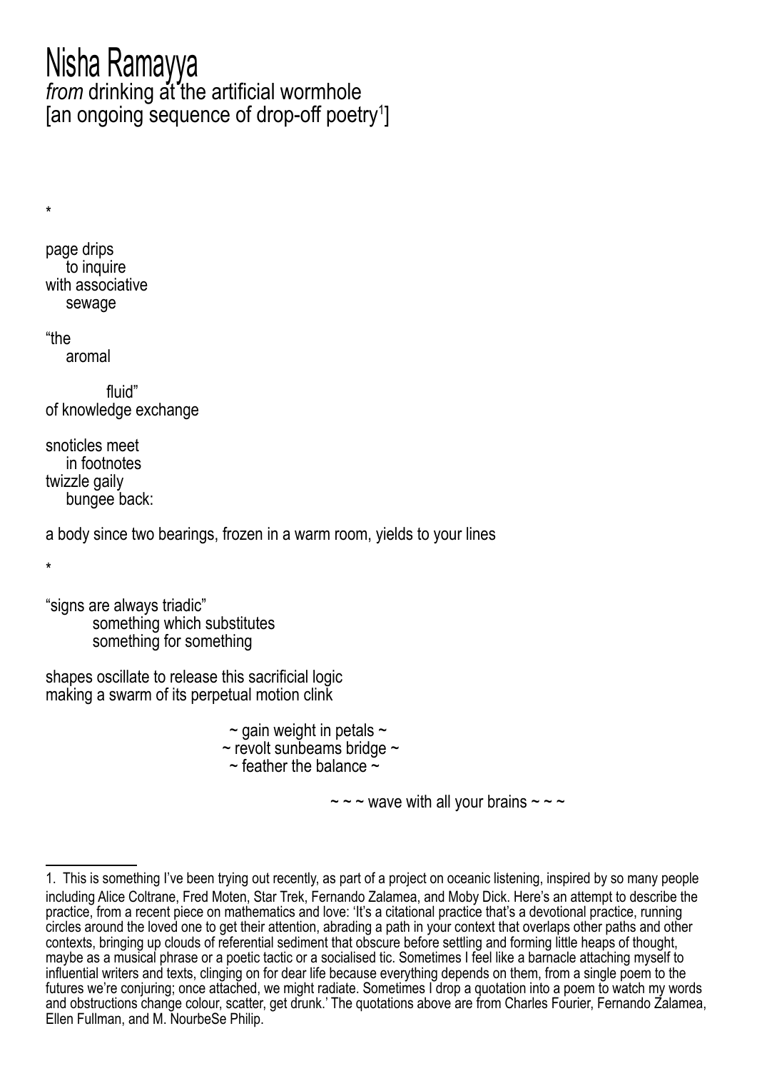# Nisha Ramayya

*from* drinking at the artificial wormhole
[an ongoing sequence of drop-off poetry[1]]

*

page drips
    to inquire
with associative
    sewage

"the
    aromal

            fluid"
of knowledge exchange

snoticles meet
    in footnotes
twizzle gaily
    bungee back:

a body since two bearings, frozen in a warm room, yields to your lines

*

"signs are always triadic"
        something which substitutes
        something for something

shapes oscillate to release this sacrificial logic
making a swarm of its perpetual motion clink

~ gain weight in petals ~
~ revolt sunbeams bridge ~
~ feather the balance ~

~ ~ ~ wave with all your brains ~ ~ ~

---

1. This is something I've been trying out recently, as part of a project on oceanic listening, inspired by so many people including Alice Coltrane, Fred Moten, Star Trek, Fernando Zalamea, and Moby Dick. Here's an attempt to describe the practice, from a recent piece on mathematics and love: 'It's a citational practice that's a devotional practice, running circles around the loved one to get their attention, abrading a path in your context that overlaps other paths and other contexts, bringing up clouds of referential sediment that obscure before settling and forming little heaps of thought, maybe as a musical phrase or a poetic tactic or a socialised tic. Sometimes I feel like a barnacle attaching myself to influential writers and texts, clinging on for dear life because everything depends on them, from a single poem to the futures we're conjuring; once attached, we might radiate. Sometimes I drop a quotation into a poem to watch my words and obstructions change colour, scatter, get drunk.' The quotations above are from Charles Fourier, Fernando Zalamea, Ellen Fullman, and M. NourbeSe Philip.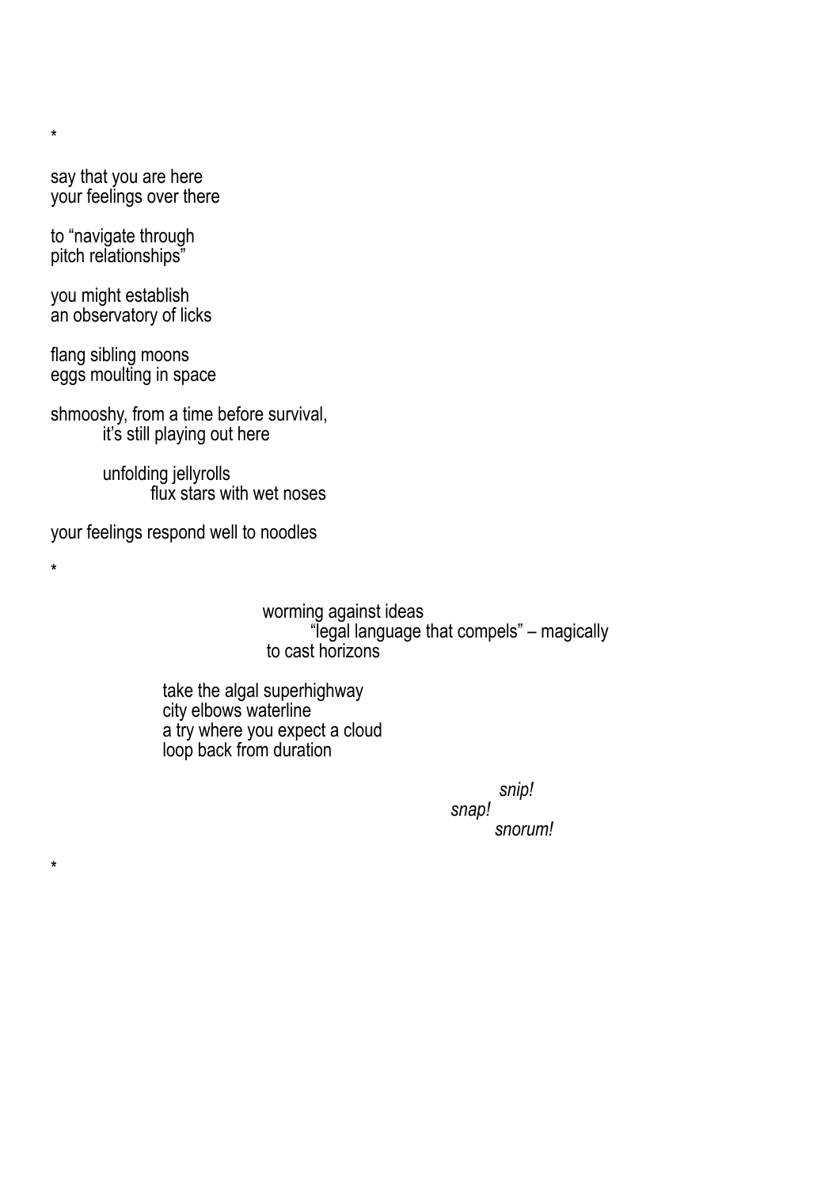*

say that you are here
your feelings over there

to “navigate through
pitch relationships”

you might establish
an observatory of licks

flang sibling moons
eggs moulting in space

shmooshy, from a time before survival,
          it’s still playing out here

          unfolding jellyrolls
                    flux stars with wet noses

your feelings respond well to noodles

*

                                        worming against ideas
                                                  “legal language that compels” – magically
                                         to cast horizons

                    take the algal superhighway
                    city elbows waterline
                    a try where you expect a cloud
                    loop back from duration

                                                                                          *snip!*
                                                                                *snap!*
                                                                                          *snorum!*

*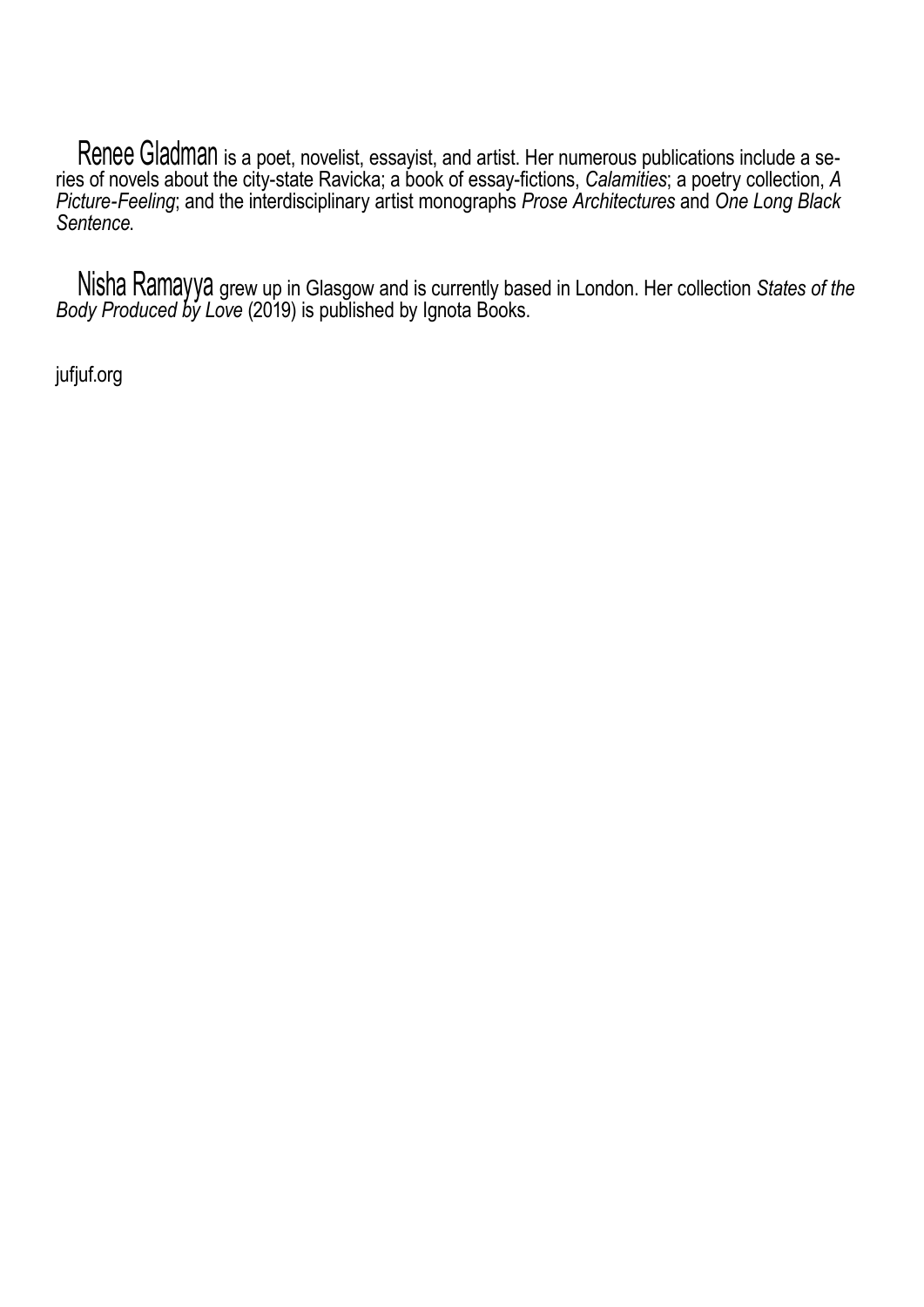Renee Gladman is a poet, novelist, essayist, and artist. Her numerous publications include a series of novels about the city-state Ravicka; a book of essay-fictions, *Calamities*; a poetry collection, *A Picture-Feeling*; and the interdisciplinary artist monographs *Prose Architectures* and *One Long Black Sentence*.

Nisha Ramayya grew up in Glasgow and is currently based in London. Her collection *States of the Body Produced by Love* (2019) is published by Ignota Books.

jufjuf.org